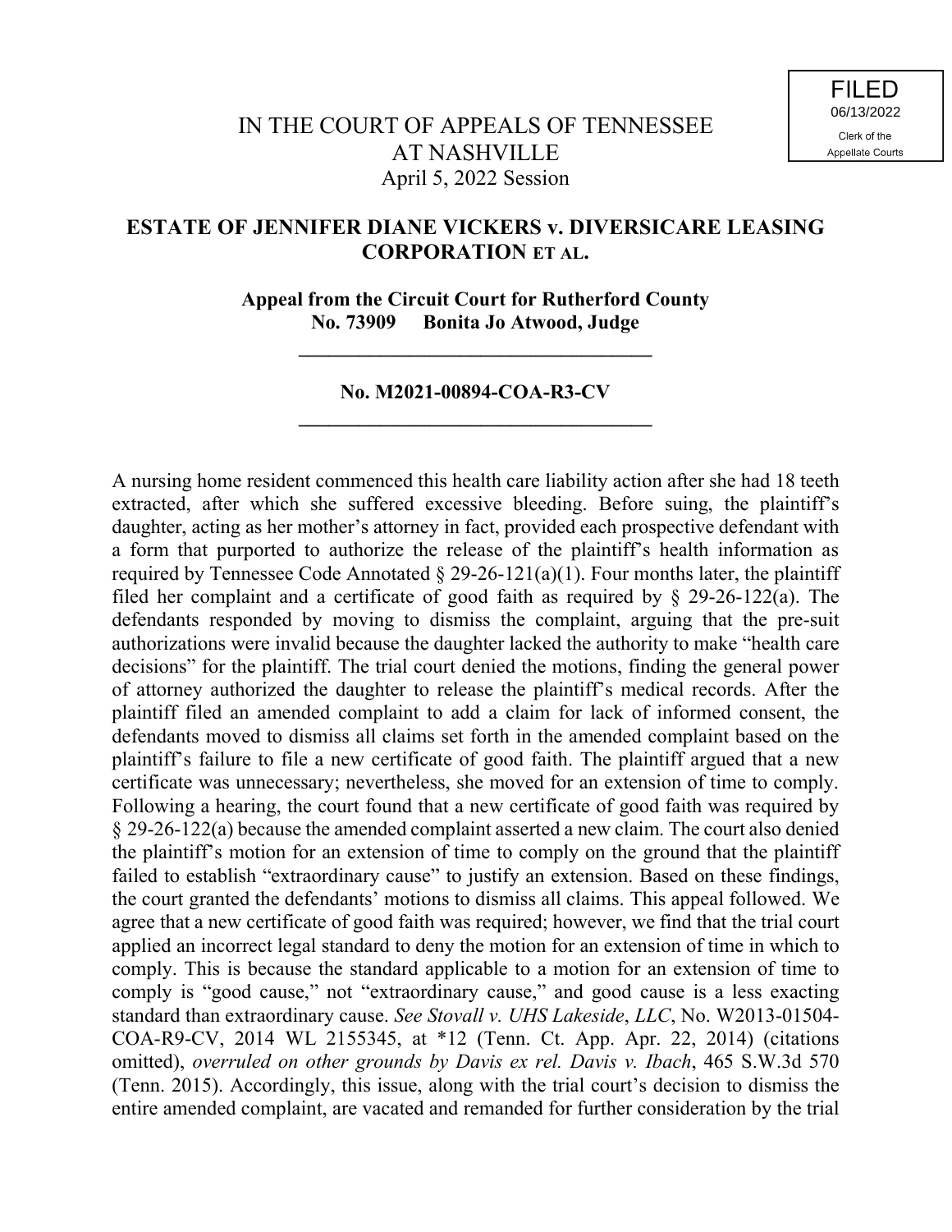FILED
06/13/2022
Clerk of the
Appellate Courts

IN THE COURT OF APPEALS OF TENNESSEE
AT NASHVILLE
April 5, 2022 Session

## ESTATE OF JENNIFER DIANE VICKERS v. DIVERSICARE LEASING CORPORATION ET AL.

**Appeal from the Circuit Court for Rutherford County**
**No. 73909 Bonita Jo Atwood, Judge**

---

**No. M2021-00894-COA-R3-CV**

---

A nursing home resident commenced this health care liability action after she had 18 teeth extracted, after which she suffered excessive bleeding. Before suing, the plaintiff's daughter, acting as her mother's attorney in fact, provided each prospective defendant with a form that purported to authorize the release of the plaintiff's health information as required by Tennessee Code Annotated § 29-26-121(a)(1). Four months later, the plaintiff filed her complaint and a certificate of good faith as required by § 29-26-122(a). The defendants responded by moving to dismiss the complaint, arguing that the pre-suit authorizations were invalid because the daughter lacked the authority to make "health care decisions" for the plaintiff. The trial court denied the motions, finding the general power of attorney authorized the daughter to release the plaintiff's medical records. After the plaintiff filed an amended complaint to add a claim for lack of informed consent, the defendants moved to dismiss all claims set forth in the amended complaint based on the plaintiff's failure to file a new certificate of good faith. The plaintiff argued that a new certificate was unnecessary; nevertheless, she moved for an extension of time to comply. Following a hearing, the court found that a new certificate of good faith was required by § 29-26-122(a) because the amended complaint asserted a new claim. The court also denied the plaintiff's motion for an extension of time to comply on the ground that the plaintiff failed to establish "extraordinary cause" to justify an extension. Based on these findings, the court granted the defendants' motions to dismiss all claims. This appeal followed. We agree that a new certificate of good faith was required; however, we find that the trial court applied an incorrect legal standard to deny the motion for an extension of time in which to comply. This is because the standard applicable to a motion for an extension of time to comply is "good cause," not "extraordinary cause," and good cause is a less exacting standard than extraordinary cause. *See Stovall v. UHS Lakeside*, *LLC*, No. W2013-01504-COA-R9-CV, 2014 WL 2155345, at *12 (Tenn. Ct. App. Apr. 22, 2014) (citations omitted), *overruled on other grounds by Davis ex rel. Davis v. Ibach*, 465 S.W.3d 570 (Tenn. 2015). Accordingly, this issue, along with the trial court's decision to dismiss the entire amended complaint, are vacated and remanded for further consideration by the trial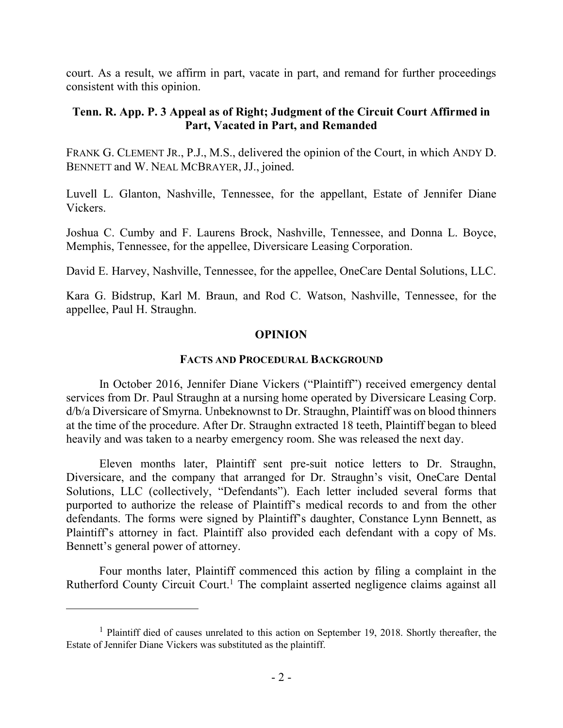court. As a result, we affirm in part, vacate in part, and remand for further proceedings consistent with this opinion.

**Tenn. R. App. P. 3 Appeal as of Right; Judgment of the Circuit Court Affirmed in Part, Vacated in Part, and Remanded**

FRANK G. CLEMENT JR., P.J., M.S., delivered the opinion of the Court, in which ANDY D. BENNETT and W. NEAL MCBRAYER, JJ., joined.

Luvell L. Glanton, Nashville, Tennessee, for the appellant, Estate of Jennifer Diane Vickers.

Joshua C. Cumby and F. Laurens Brock, Nashville, Tennessee, and Donna L. Boyce, Memphis, Tennessee, for the appellee, Diversicare Leasing Corporation.

David E. Harvey, Nashville, Tennessee, for the appellee, OneCare Dental Solutions, LLC.

Kara G. Bidstrup, Karl M. Braun, and Rod C. Watson, Nashville, Tennessee, for the appellee, Paul H. Straughn.

## OPINION

### FACTS AND PROCEDURAL BACKGROUND

In October 2016, Jennifer Diane Vickers ("Plaintiff") received emergency dental services from Dr. Paul Straughn at a nursing home operated by Diversicare Leasing Corp. d/b/a Diversicare of Smyrna. Unbeknownst to Dr. Straughn, Plaintiff was on blood thinners at the time of the procedure. After Dr. Straughn extracted 18 teeth, Plaintiff began to bleed heavily and was taken to a nearby emergency room. She was released the next day.

Eleven months later, Plaintiff sent pre-suit notice letters to Dr. Straughn, Diversicare, and the company that arranged for Dr. Straughn's visit, OneCare Dental Solutions, LLC (collectively, "Defendants"). Each letter included several forms that purported to authorize the release of Plaintiff's medical records to and from the other defendants. The forms were signed by Plaintiff's daughter, Constance Lynn Bennett, as Plaintiff's attorney in fact. Plaintiff also provided each defendant with a copy of Ms. Bennett's general power of attorney.

Four months later, Plaintiff commenced this action by filing a complaint in the Rutherford County Circuit Court.[1] The complaint asserted negligence claims against all

[1] Plaintiff died of causes unrelated to this action on September 19, 2018. Shortly thereafter, the Estate of Jennifer Diane Vickers was substituted as the plaintiff.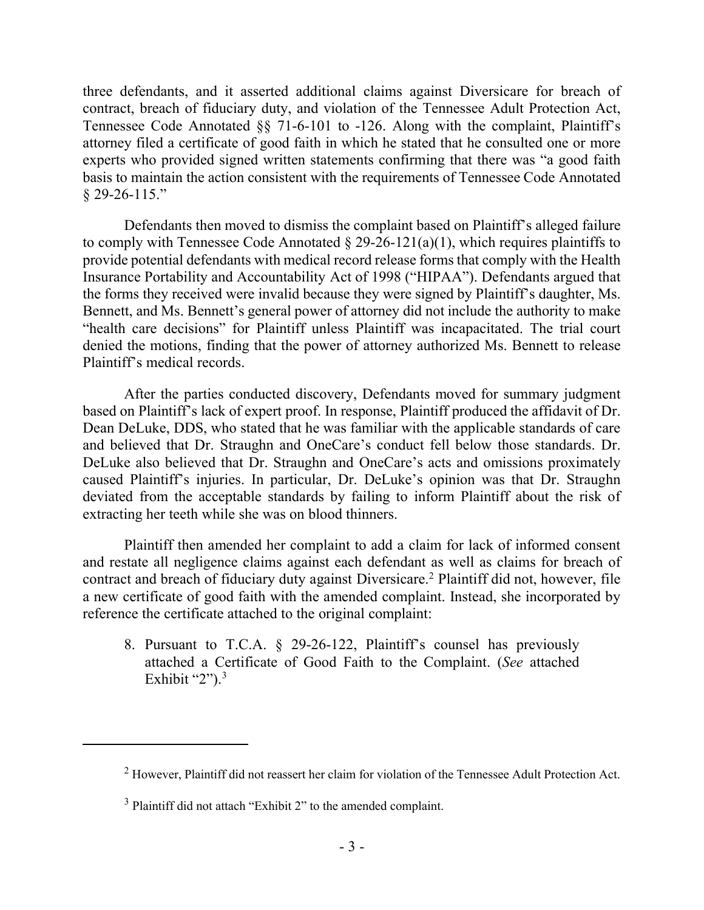three defendants, and it asserted additional claims against Diversicare for breach of contract, breach of fiduciary duty, and violation of the Tennessee Adult Protection Act, Tennessee Code Annotated §§ 71-6-101 to -126. Along with the complaint, Plaintiff's attorney filed a certificate of good faith in which he stated that he consulted one or more experts who provided signed written statements confirming that there was "a good faith basis to maintain the action consistent with the requirements of Tennessee Code Annotated § 29-26-115."

Defendants then moved to dismiss the complaint based on Plaintiff's alleged failure to comply with Tennessee Code Annotated § 29-26-121(a)(1), which requires plaintiffs to provide potential defendants with medical record release forms that comply with the Health Insurance Portability and Accountability Act of 1998 ("HIPAA"). Defendants argued that the forms they received were invalid because they were signed by Plaintiff's daughter, Ms. Bennett, and Ms. Bennett's general power of attorney did not include the authority to make "health care decisions" for Plaintiff unless Plaintiff was incapacitated. The trial court denied the motions, finding that the power of attorney authorized Ms. Bennett to release Plaintiff's medical records.

After the parties conducted discovery, Defendants moved for summary judgment based on Plaintiff's lack of expert proof. In response, Plaintiff produced the affidavit of Dr. Dean DeLuke, DDS, who stated that he was familiar with the applicable standards of care and believed that Dr. Straughn and OneCare's conduct fell below those standards. Dr. DeLuke also believed that Dr. Straughn and OneCare's acts and omissions proximately caused Plaintiff's injuries. In particular, Dr. DeLuke's opinion was that Dr. Straughn deviated from the acceptable standards by failing to inform Plaintiff about the risk of extracting her teeth while she was on blood thinners.

Plaintiff then amended her complaint to add a claim for lack of informed consent and restate all negligence claims against each defendant as well as claims for breach of contract and breach of fiduciary duty against Diversicare.[2] Plaintiff did not, however, file a new certificate of good faith with the amended complaint. Instead, she incorporated by reference the certificate attached to the original complaint:

> 8. Pursuant to T.C.A. § 29-26-122, Plaintiff's counsel has previously attached a Certificate of Good Faith to the Complaint. (*See* attached Exhibit "2").[3]

---

[2] However, Plaintiff did not reassert her claim for violation of the Tennessee Adult Protection Act.

[3] Plaintiff did not attach "Exhibit 2" to the amended complaint.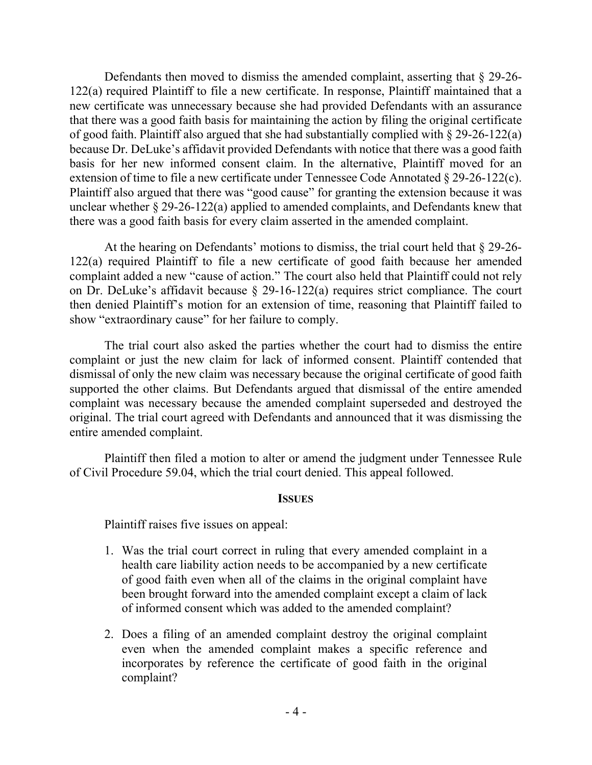Defendants then moved to dismiss the amended complaint, asserting that § 29-26-122(a) required Plaintiff to file a new certificate. In response, Plaintiff maintained that a new certificate was unnecessary because she had provided Defendants with an assurance that there was a good faith basis for maintaining the action by filing the original certificate of good faith. Plaintiff also argued that she had substantially complied with § 29-26-122(a) because Dr. DeLuke's affidavit provided Defendants with notice that there was a good faith basis for her new informed consent claim. In the alternative, Plaintiff moved for an extension of time to file a new certificate under Tennessee Code Annotated § 29-26-122(c). Plaintiff also argued that there was "good cause" for granting the extension because it was unclear whether § 29-26-122(a) applied to amended complaints, and Defendants knew that there was a good faith basis for every claim asserted in the amended complaint.

At the hearing on Defendants' motions to dismiss, the trial court held that § 29-26-122(a) required Plaintiff to file a new certificate of good faith because her amended complaint added a new "cause of action." The court also held that Plaintiff could not rely on Dr. DeLuke's affidavit because § 29-16-122(a) requires strict compliance. The court then denied Plaintiff's motion for an extension of time, reasoning that Plaintiff failed to show "extraordinary cause" for her failure to comply.

The trial court also asked the parties whether the court had to dismiss the entire complaint or just the new claim for lack of informed consent. Plaintiff contended that dismissal of only the new claim was necessary because the original certificate of good faith supported the other claims. But Defendants argued that dismissal of the entire amended complaint was necessary because the amended complaint superseded and destroyed the original. The trial court agreed with Defendants and announced that it was dismissing the entire amended complaint.

Plaintiff then filed a motion to alter or amend the judgment under Tennessee Rule of Civil Procedure 59.04, which the trial court denied. This appeal followed.

## ISSUES

Plaintiff raises five issues on appeal:

1. Was the trial court correct in ruling that every amended complaint in a health care liability action needs to be accompanied by a new certificate of good faith even when all of the claims in the original complaint have been brought forward into the amended complaint except a claim of lack of informed consent which was added to the amended complaint?

2. Does a filing of an amended complaint destroy the original complaint even when the amended complaint makes a specific reference and incorporates by reference the certificate of good faith in the original complaint?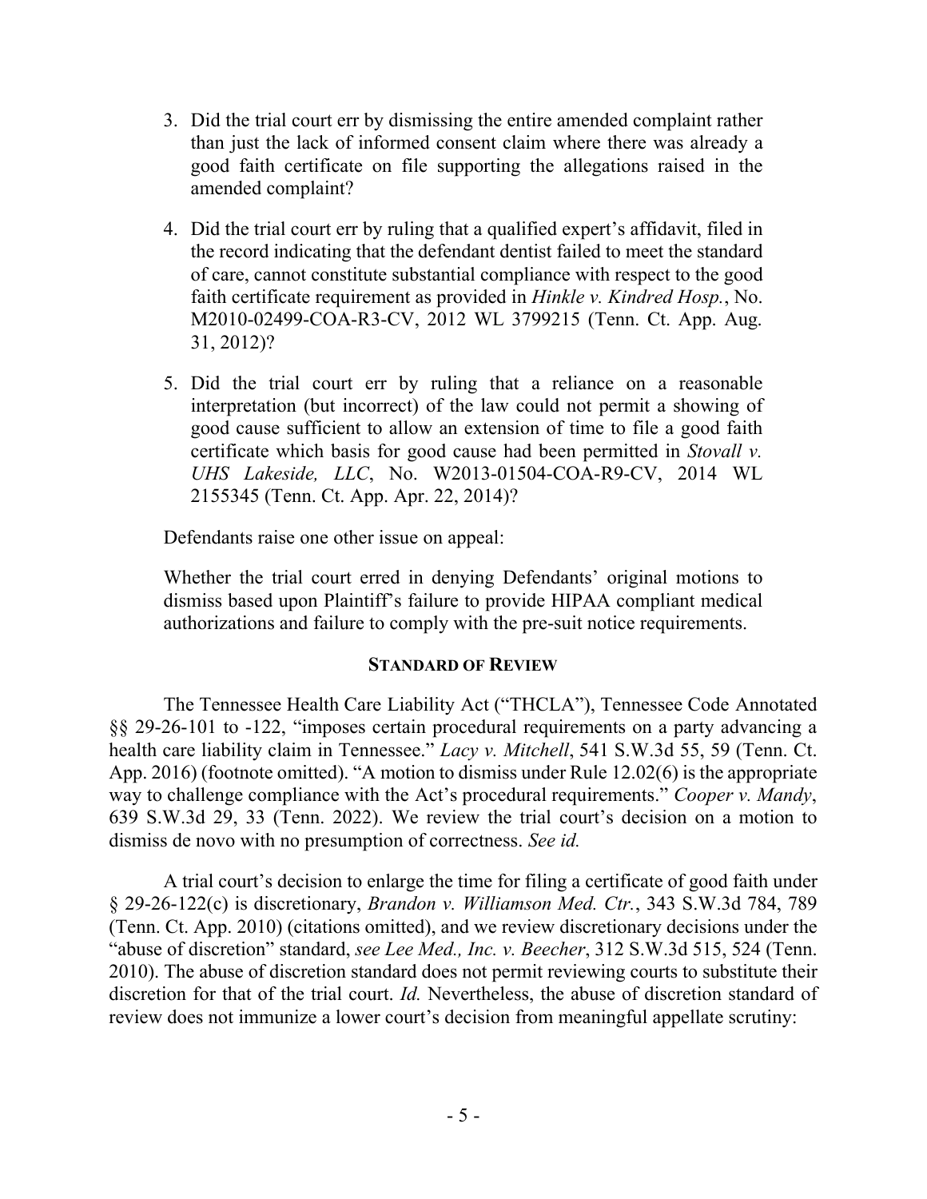3. Did the trial court err by dismissing the entire amended complaint rather than just the lack of informed consent claim where there was already a good faith certificate on file supporting the allegations raised in the amended complaint?

4. Did the trial court err by ruling that a qualified expert's affidavit, filed in the record indicating that the defendant dentist failed to meet the standard of care, cannot constitute substantial compliance with respect to the good faith certificate requirement as provided in *Hinkle v. Kindred Hosp.*, No. M2010-02499-COA-R3-CV, 2012 WL 3799215 (Tenn. Ct. App. Aug. 31, 2012)?

5. Did the trial court err by ruling that a reliance on a reasonable interpretation (but incorrect) of the law could not permit a showing of good cause sufficient to allow an extension of time to file a good faith certificate which basis for good cause had been permitted in *Stovall v. UHS Lakeside, LLC*, No. W2013-01504-COA-R9-CV, 2014 WL 2155345 (Tenn. Ct. App. Apr. 22, 2014)?

Defendants raise one other issue on appeal:

Whether the trial court erred in denying Defendants' original motions to dismiss based upon Plaintiff's failure to provide HIPAA compliant medical authorizations and failure to comply with the pre-suit notice requirements.

### STANDARD OF REVIEW

The Tennessee Health Care Liability Act ("THCLA"), Tennessee Code Annotated §§ 29-26-101 to -122, "imposes certain procedural requirements on a party advancing a health care liability claim in Tennessee." *Lacy v. Mitchell*, 541 S.W.3d 55, 59 (Tenn. Ct. App. 2016) (footnote omitted). "A motion to dismiss under Rule 12.02(6) is the appropriate way to challenge compliance with the Act's procedural requirements." *Cooper v. Mandy*, 639 S.W.3d 29, 33 (Tenn. 2022). We review the trial court's decision on a motion to dismiss de novo with no presumption of correctness. *See id.*

A trial court's decision to enlarge the time for filing a certificate of good faith under § 29-26-122(c) is discretionary, *Brandon v. Williamson Med. Ctr.*, 343 S.W.3d 784, 789 (Tenn. Ct. App. 2010) (citations omitted), and we review discretionary decisions under the "abuse of discretion" standard, *see Lee Med., Inc. v. Beecher*, 312 S.W.3d 515, 524 (Tenn. 2010). The abuse of discretion standard does not permit reviewing courts to substitute their discretion for that of the trial court. *Id.* Nevertheless, the abuse of discretion standard of review does not immunize a lower court's decision from meaningful appellate scrutiny: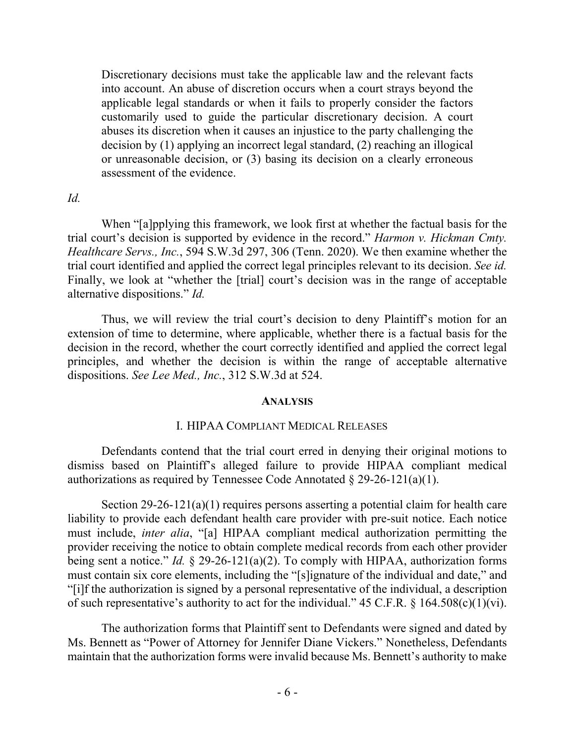> Discretionary decisions must take the applicable law and the relevant facts into account. An abuse of discretion occurs when a court strays beyond the applicable legal standards or when it fails to properly consider the factors customarily used to guide the particular discretionary decision. A court abuses its discretion when it causes an injustice to the party challenging the decision by (1) applying an incorrect legal standard, (2) reaching an illogical or unreasonable decision, or (3) basing its decision on a clearly erroneous assessment of the evidence.

*Id.*

When "[a]pplying this framework, we look first at whether the factual basis for the trial court's decision is supported by evidence in the record." *Harmon v. Hickman Cmty. Healthcare Servs., Inc.*, 594 S.W.3d 297, 306 (Tenn. 2020). We then examine whether the trial court identified and applied the correct legal principles relevant to its decision. *See id.* Finally, we look at "whether the [trial] court's decision was in the range of acceptable alternative dispositions." *Id.*

Thus, we will review the trial court's decision to deny Plaintiff's motion for an extension of time to determine, where applicable, whether there is a factual basis for the decision in the record, whether the court correctly identified and applied the correct legal principles, and whether the decision is within the range of acceptable alternative dispositions. *See Lee Med., Inc.*, 312 S.W.3d at 524.

## ANALYSIS

### I. HIPAA COMPLIANT MEDICAL RELEASES

Defendants contend that the trial court erred in denying their original motions to dismiss based on Plaintiff's alleged failure to provide HIPAA compliant medical authorizations as required by Tennessee Code Annotated § 29-26-121(a)(1).

Section 29-26-121(a)(1) requires persons asserting a potential claim for health care liability to provide each defendant health care provider with pre-suit notice. Each notice must include, *inter alia*, "[a] HIPAA compliant medical authorization permitting the provider receiving the notice to obtain complete medical records from each other provider being sent a notice." *Id.* § 29-26-121(a)(2). To comply with HIPAA, authorization forms must contain six core elements, including the "[s]ignature of the individual and date," and "[i]f the authorization is signed by a personal representative of the individual, a description of such representative's authority to act for the individual." 45 C.F.R. § 164.508(c)(1)(vi).

The authorization forms that Plaintiff sent to Defendants were signed and dated by Ms. Bennett as "Power of Attorney for Jennifer Diane Vickers." Nonetheless, Defendants maintain that the authorization forms were invalid because Ms. Bennett's authority to make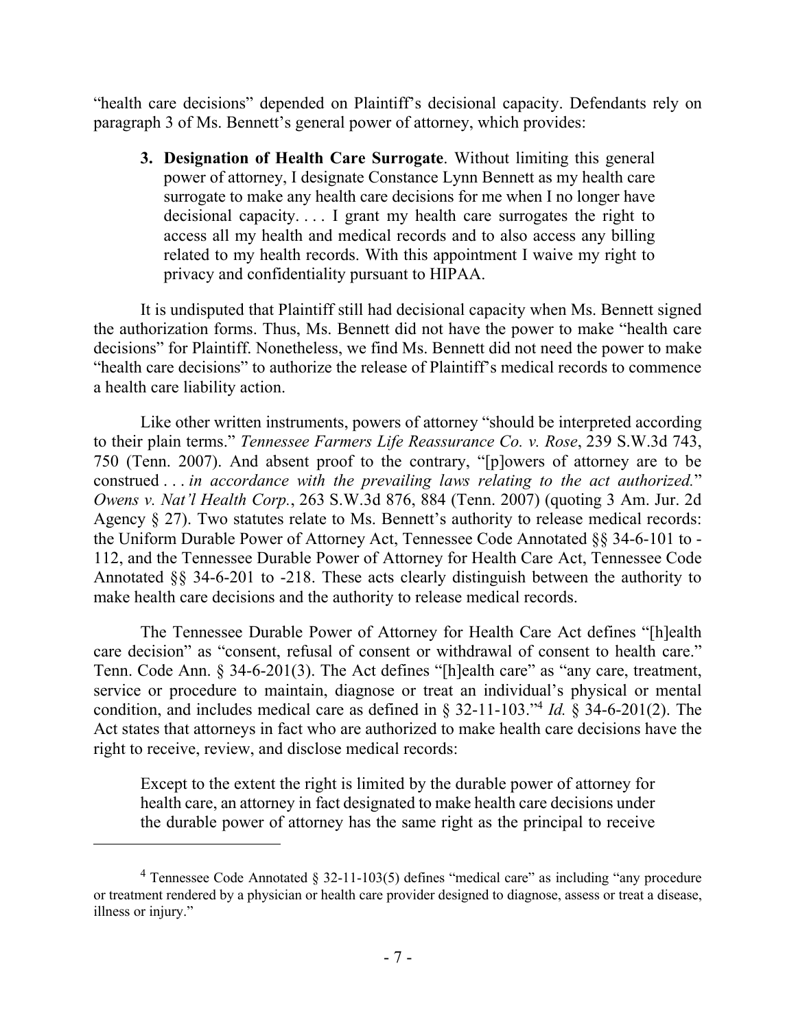"health care decisions" depended on Plaintiff's decisional capacity. Defendants rely on paragraph 3 of Ms. Bennett's general power of attorney, which provides:

> **3. Designation of Health Care Surrogate**. Without limiting this general power of attorney, I designate Constance Lynn Bennett as my health care surrogate to make any health care decisions for me when I no longer have decisional capacity. . . . I grant my health care surrogates the right to access all my health and medical records and to also access any billing related to my health records. With this appointment I waive my right to privacy and confidentiality pursuant to HIPAA.

It is undisputed that Plaintiff still had decisional capacity when Ms. Bennett signed the authorization forms. Thus, Ms. Bennett did not have the power to make "health care decisions" for Plaintiff. Nonetheless, we find Ms. Bennett did not need the power to make "health care decisions" to authorize the release of Plaintiff's medical records to commence a health care liability action.

Like other written instruments, powers of attorney "should be interpreted according to their plain terms." *Tennessee Farmers Life Reassurance Co. v. Rose*, 239 S.W.3d 743, 750 (Tenn. 2007). And absent proof to the contrary, "[p]owers of attorney are to be construed . . . *in accordance with the prevailing laws relating to the act authorized.*" *Owens v. Nat'l Health Corp.*, 263 S.W.3d 876, 884 (Tenn. 2007) (quoting 3 Am. Jur. 2d Agency § 27). Two statutes relate to Ms. Bennett's authority to release medical records: the Uniform Durable Power of Attorney Act, Tennessee Code Annotated §§ 34-6-101 to -112, and the Tennessee Durable Power of Attorney for Health Care Act, Tennessee Code Annotated §§ 34-6-201 to -218. These acts clearly distinguish between the authority to make health care decisions and the authority to release medical records.

The Tennessee Durable Power of Attorney for Health Care Act defines "[h]ealth care decision" as "consent, refusal of consent or withdrawal of consent to health care." Tenn. Code Ann. § 34-6-201(3). The Act defines "[h]ealth care" as "any care, treatment, service or procedure to maintain, diagnose or treat an individual's physical or mental condition, and includes medical care as defined in § 32-11-103."[4] *Id.* § 34-6-201(2). The Act states that attorneys in fact who are authorized to make health care decisions have the right to receive, review, and disclose medical records:

> Except to the extent the right is limited by the durable power of attorney for health care, an attorney in fact designated to make health care decisions under the durable power of attorney has the same right as the principal to receive

---

[4] Tennessee Code Annotated § 32-11-103(5) defines "medical care" as including "any procedure or treatment rendered by a physician or health care provider designed to diagnose, assess or treat a disease, illness or injury."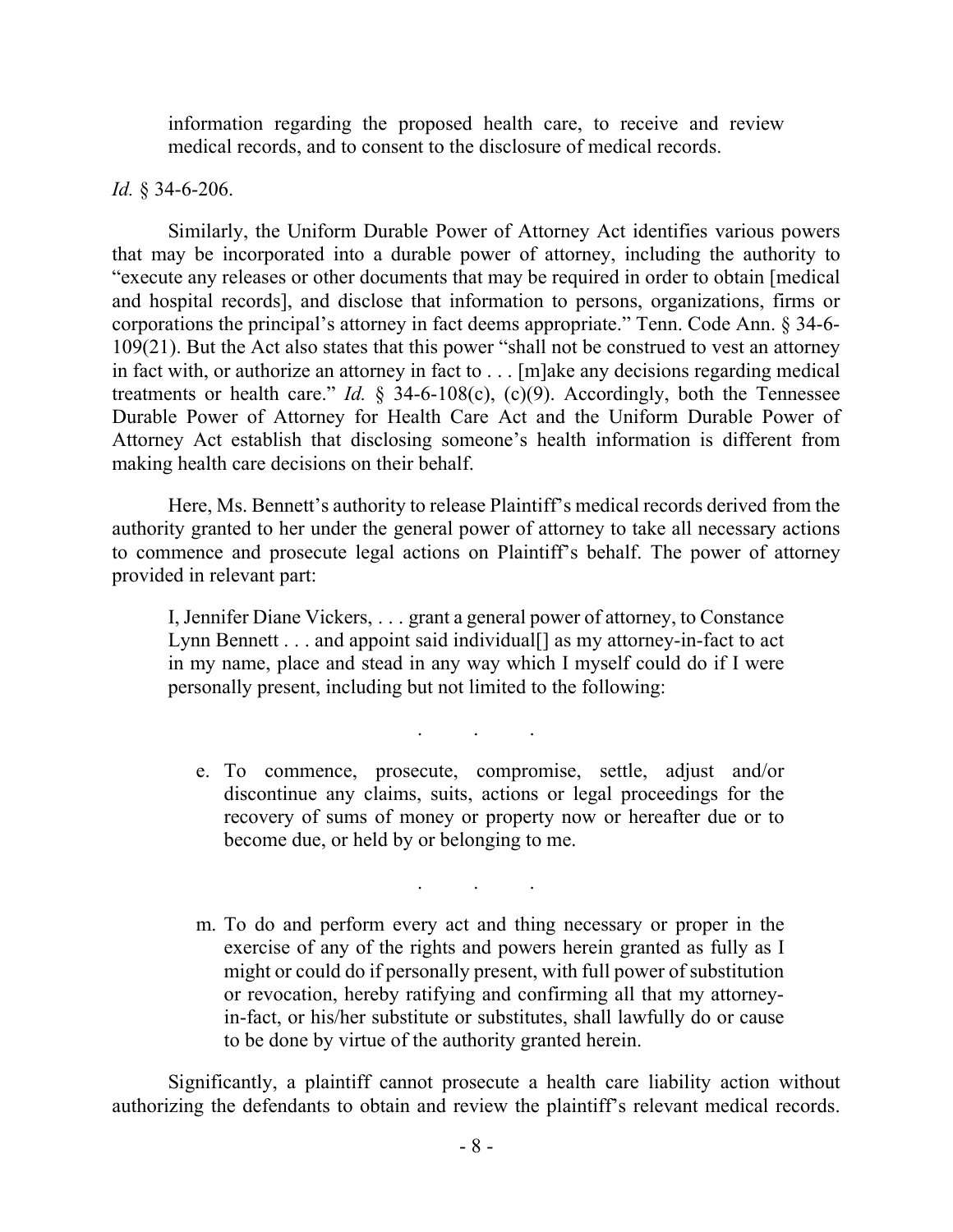> information regarding the proposed health care, to receive and review medical records, and to consent to the disclosure of medical records.

*Id.* § 34-6-206.

Similarly, the Uniform Durable Power of Attorney Act identifies various powers that may be incorporated into a durable power of attorney, including the authority to "execute any releases or other documents that may be required in order to obtain [medical and hospital records], and disclose that information to persons, organizations, firms or corporations the principal's attorney in fact deems appropriate." Tenn. Code Ann. § 34-6-109(21). But the Act also states that this power "shall not be construed to vest an attorney in fact with, or authorize an attorney in fact to . . . [m]ake any decisions regarding medical treatments or health care." *Id.* § 34-6-108(c), (c)(9). Accordingly, both the Tennessee Durable Power of Attorney for Health Care Act and the Uniform Durable Power of Attorney Act establish that disclosing someone's health information is different from making health care decisions on their behalf.

Here, Ms. Bennett's authority to release Plaintiff's medical records derived from the authority granted to her under the general power of attorney to take all necessary actions to commence and prosecute legal actions on Plaintiff's behalf. The power of attorney provided in relevant part:

> I, Jennifer Diane Vickers, . . . grant a general power of attorney, to Constance Lynn Bennett . . . and appoint said individual[] as my attorney-in-fact to act in my name, place and stead in any way which I myself could do if I were personally present, including but not limited to the following:
>
> . . .
>
> e. To commence, prosecute, compromise, settle, adjust and/or discontinue any claims, suits, actions or legal proceedings for the recovery of sums of money or property now or hereafter due or to become due, or held by or belonging to me.
>
> . . .
>
> m. To do and perform every act and thing necessary or proper in the exercise of any of the rights and powers herein granted as fully as I might or could do if personally present, with full power of substitution or revocation, hereby ratifying and confirming all that my attorney-in-fact, or his/her substitute or substitutes, shall lawfully do or cause to be done by virtue of the authority granted herein.

Significantly, a plaintiff cannot prosecute a health care liability action without authorizing the defendants to obtain and review the plaintiff's relevant medical records.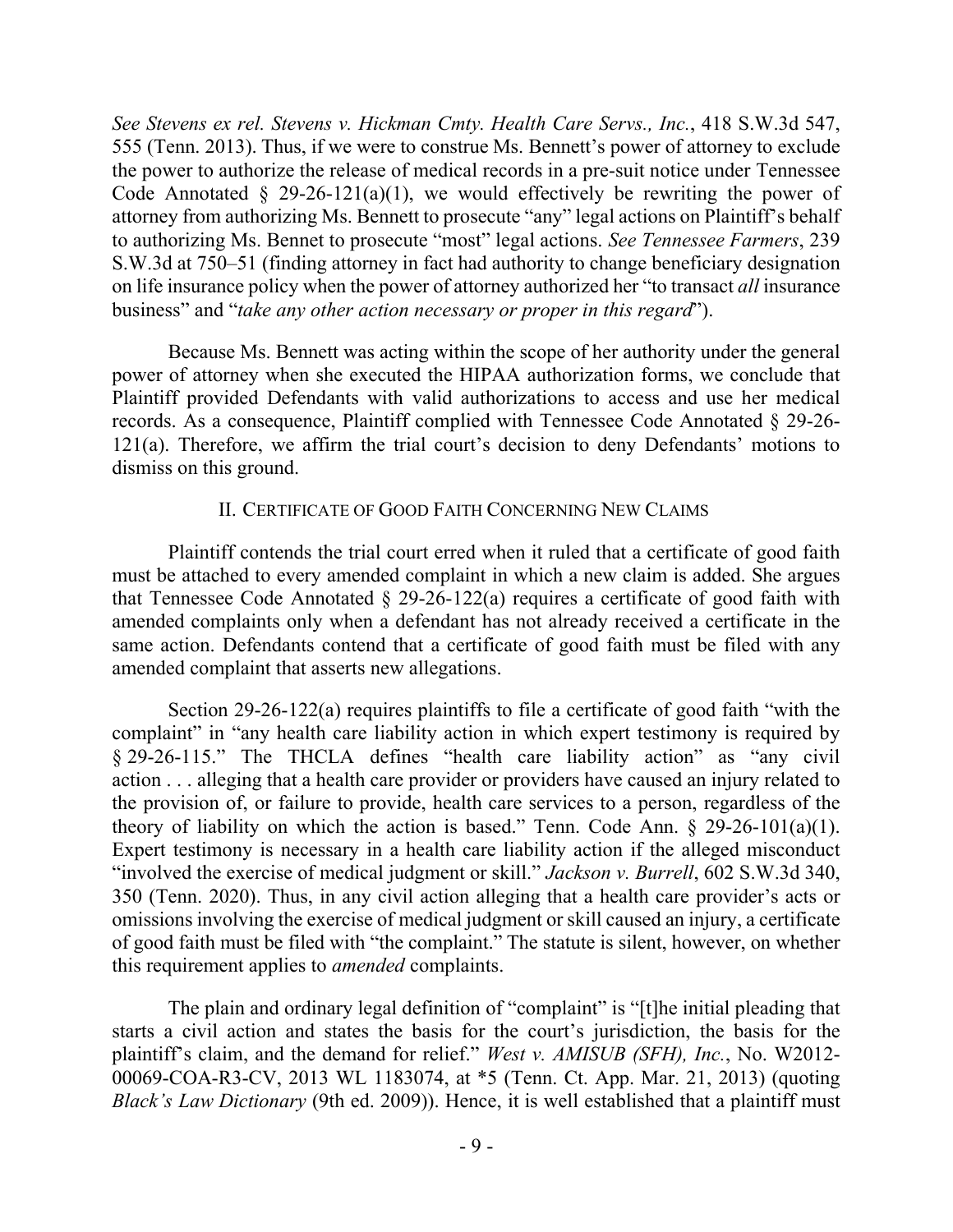*See Stevens ex rel. Stevens v. Hickman Cmty. Health Care Servs., Inc.*, 418 S.W.3d 547, 555 (Tenn. 2013). Thus, if we were to construe Ms. Bennett's power of attorney to exclude the power to authorize the release of medical records in a pre-suit notice under Tennessee Code Annotated § 29-26-121(a)(1), we would effectively be rewriting the power of attorney from authorizing Ms. Bennett to prosecute "any" legal actions on Plaintiff's behalf to authorizing Ms. Bennet to prosecute "most" legal actions. *See Tennessee Farmers*, 239 S.W.3d at 750–51 (finding attorney in fact had authority to change beneficiary designation on life insurance policy when the power of attorney authorized her "to transact *all* insurance business" and "*take any other action necessary or proper in this regard*").

Because Ms. Bennett was acting within the scope of her authority under the general power of attorney when she executed the HIPAA authorization forms, we conclude that Plaintiff provided Defendants with valid authorizations to access and use her medical records. As a consequence, Plaintiff complied with Tennessee Code Annotated § 29-26-121(a). Therefore, we affirm the trial court's decision to deny Defendants' motions to dismiss on this ground.

## II. Certificate of Good Faith Concerning New Claims

Plaintiff contends the trial court erred when it ruled that a certificate of good faith must be attached to every amended complaint in which a new claim is added. She argues that Tennessee Code Annotated § 29-26-122(a) requires a certificate of good faith with amended complaints only when a defendant has not already received a certificate in the same action. Defendants contend that a certificate of good faith must be filed with any amended complaint that asserts new allegations.

Section 29-26-122(a) requires plaintiffs to file a certificate of good faith "with the complaint" in "any health care liability action in which expert testimony is required by § 29-26-115." The THCLA defines "health care liability action" as "any civil action . . . alleging that a health care provider or providers have caused an injury related to the provision of, or failure to provide, health care services to a person, regardless of the theory of liability on which the action is based." Tenn. Code Ann. § 29-26-101(a)(1). Expert testimony is necessary in a health care liability action if the alleged misconduct "involved the exercise of medical judgment or skill." *Jackson v. Burrell*, 602 S.W.3d 340, 350 (Tenn. 2020). Thus, in any civil action alleging that a health care provider's acts or omissions involving the exercise of medical judgment or skill caused an injury, a certificate of good faith must be filed with "the complaint." The statute is silent, however, on whether this requirement applies to *amended* complaints.

The plain and ordinary legal definition of "complaint" is "[t]he initial pleading that starts a civil action and states the basis for the court's jurisdiction, the basis for the plaintiff's claim, and the demand for relief." *West v. AMISUB (SFH), Inc.*, No. W2012-00069-COA-R3-CV, 2013 WL 1183074, at *5 (Tenn. Ct. App. Mar. 21, 2013) (quoting *Black's Law Dictionary* (9th ed. 2009)). Hence, it is well established that a plaintiff must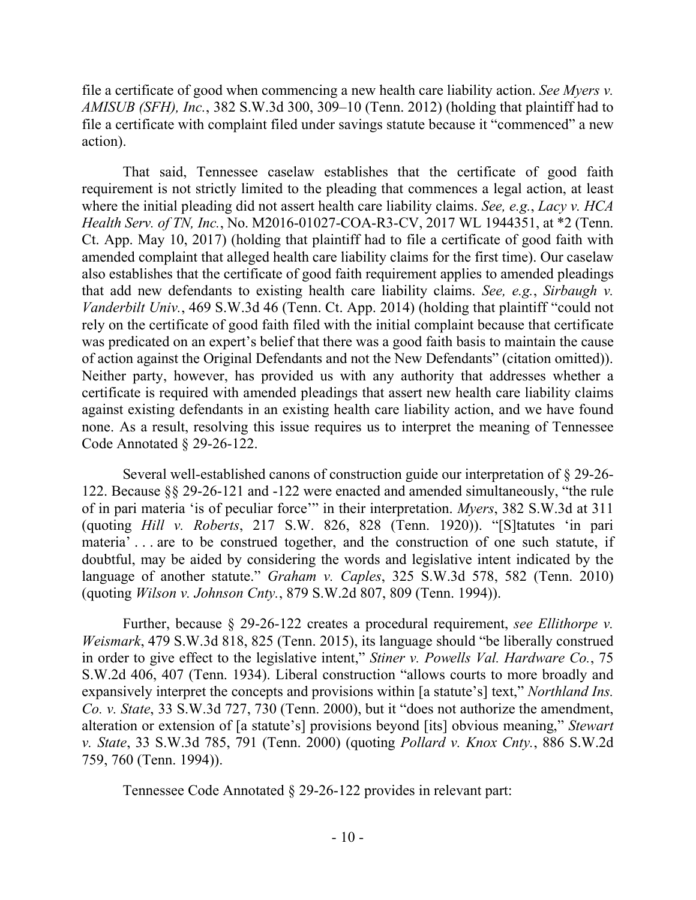file a certificate of good when commencing a new health care liability action. *See Myers v. AMISUB (SFH), Inc.*, 382 S.W.3d 300, 309–10 (Tenn. 2012) (holding that plaintiff had to file a certificate with complaint filed under savings statute because it "commenced" a new action).

That said, Tennessee caselaw establishes that the certificate of good faith requirement is not strictly limited to the pleading that commences a legal action, at least where the initial pleading did not assert health care liability claims. *See, e.g.*, *Lacy v. HCA Health Serv. of TN, Inc.*, No. M2016-01027-COA-R3-CV, 2017 WL 1944351, at *2 (Tenn. Ct. App. May 10, 2017) (holding that plaintiff had to file a certificate of good faith with amended complaint that alleged health care liability claims for the first time). Our caselaw also establishes that the certificate of good faith requirement applies to amended pleadings that add new defendants to existing health care liability claims. *See, e.g.*, *Sirbaugh v. Vanderbilt Univ.*, 469 S.W.3d 46 (Tenn. Ct. App. 2014) (holding that plaintiff "could not rely on the certificate of good faith filed with the initial complaint because that certificate was predicated on an expert's belief that there was a good faith basis to maintain the cause of action against the Original Defendants and not the New Defendants" (citation omitted)). Neither party, however, has provided us with any authority that addresses whether a certificate is required with amended pleadings that assert new health care liability claims against existing defendants in an existing health care liability action, and we have found none. As a result, resolving this issue requires us to interpret the meaning of Tennessee Code Annotated § 29-26-122.

Several well-established canons of construction guide our interpretation of § 29-26-122. Because §§ 29-26-121 and -122 were enacted and amended simultaneously, "the rule of in pari materia 'is of peculiar force'" in their interpretation. *Myers*, 382 S.W.3d at 311 (quoting *Hill v. Roberts*, 217 S.W. 826, 828 (Tenn. 1920)). "[S]tatutes 'in pari materia' . . . are to be construed together, and the construction of one such statute, if doubtful, may be aided by considering the words and legislative intent indicated by the language of another statute." *Graham v. Caples*, 325 S.W.3d 578, 582 (Tenn. 2010) (quoting *Wilson v. Johnson Cnty.*, 879 S.W.2d 807, 809 (Tenn. 1994)).

Further, because § 29-26-122 creates a procedural requirement, *see Ellithorpe v. Weismark*, 479 S.W.3d 818, 825 (Tenn. 2015), its language should "be liberally construed in order to give effect to the legislative intent," *Stiner v. Powells Val. Hardware Co.*, 75 S.W.2d 406, 407 (Tenn. 1934). Liberal construction "allows courts to more broadly and expansively interpret the concepts and provisions within [a statute's] text," *Northland Ins. Co. v. State*, 33 S.W.3d 727, 730 (Tenn. 2000), but it "does not authorize the amendment, alteration or extension of [a statute's] provisions beyond [its] obvious meaning," *Stewart v. State*, 33 S.W.3d 785, 791 (Tenn. 2000) (quoting *Pollard v. Knox Cnty.*, 886 S.W.2d 759, 760 (Tenn. 1994)).

Tennessee Code Annotated § 29-26-122 provides in relevant part: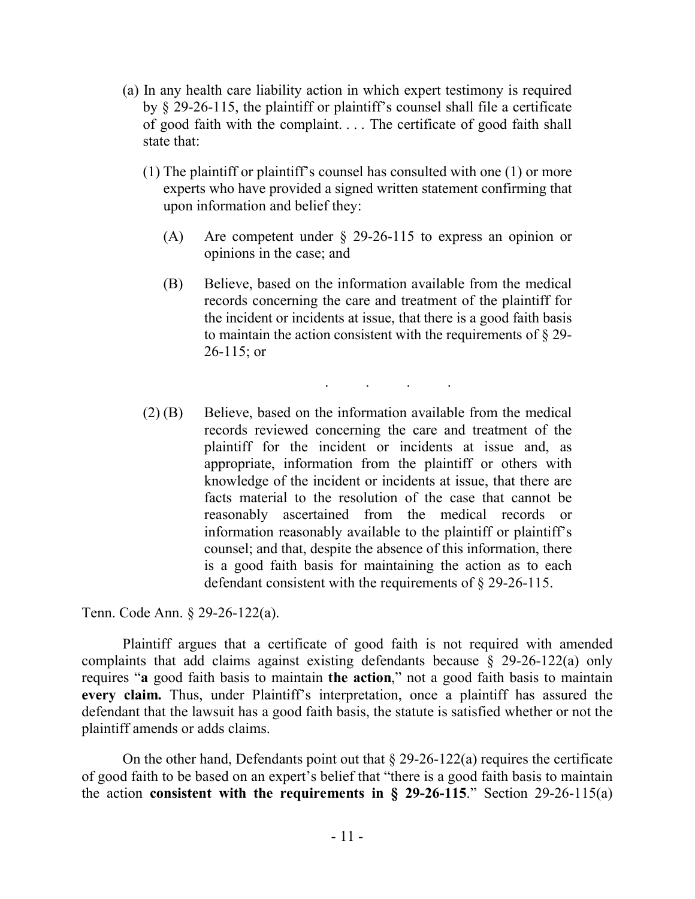(a) In any health care liability action in which expert testimony is required by § 29-26-115, the plaintiff or plaintiff's counsel shall file a certificate of good faith with the complaint. . . . The certificate of good faith shall state that:

> (1) The plaintiff or plaintiff's counsel has consulted with one (1) or more experts who have provided a signed written statement confirming that upon information and belief they:
>
> > (A) Are competent under § 29-26-115 to express an opinion or opinions in the case; and
> >
> > (B) Believe, based on the information available from the medical records concerning the care and treatment of the plaintiff for the incident or incidents at issue, that there is a good faith basis to maintain the action consistent with the requirements of § 29-26-115; or
>
> . . . .
>
> (2) (B) Believe, based on the information available from the medical records reviewed concerning the care and treatment of the plaintiff for the incident or incidents at issue and, as appropriate, information from the plaintiff or others with knowledge of the incident or incidents at issue, that there are facts material to the resolution of the case that cannot be reasonably ascertained from the medical records or information reasonably available to the plaintiff or plaintiff's counsel; and that, despite the absence of this information, there is a good faith basis for maintaining the action as to each defendant consistent with the requirements of § 29-26-115.

Tenn. Code Ann. § 29-26-122(a).

Plaintiff argues that a certificate of good faith is not required with amended complaints that add claims against existing defendants because § 29-26-122(a) only requires "**a** good faith basis to maintain **the action**," not a good faith basis to maintain **every claim.** Thus, under Plaintiff's interpretation, once a plaintiff has assured the defendant that the lawsuit has a good faith basis, the statute is satisfied whether or not the plaintiff amends or adds claims.

On the other hand, Defendants point out that § 29-26-122(a) requires the certificate of good faith to be based on an expert's belief that "there is a good faith basis to maintain the action **consistent with the requirements in § 29-26-115**." Section 29-26-115(a)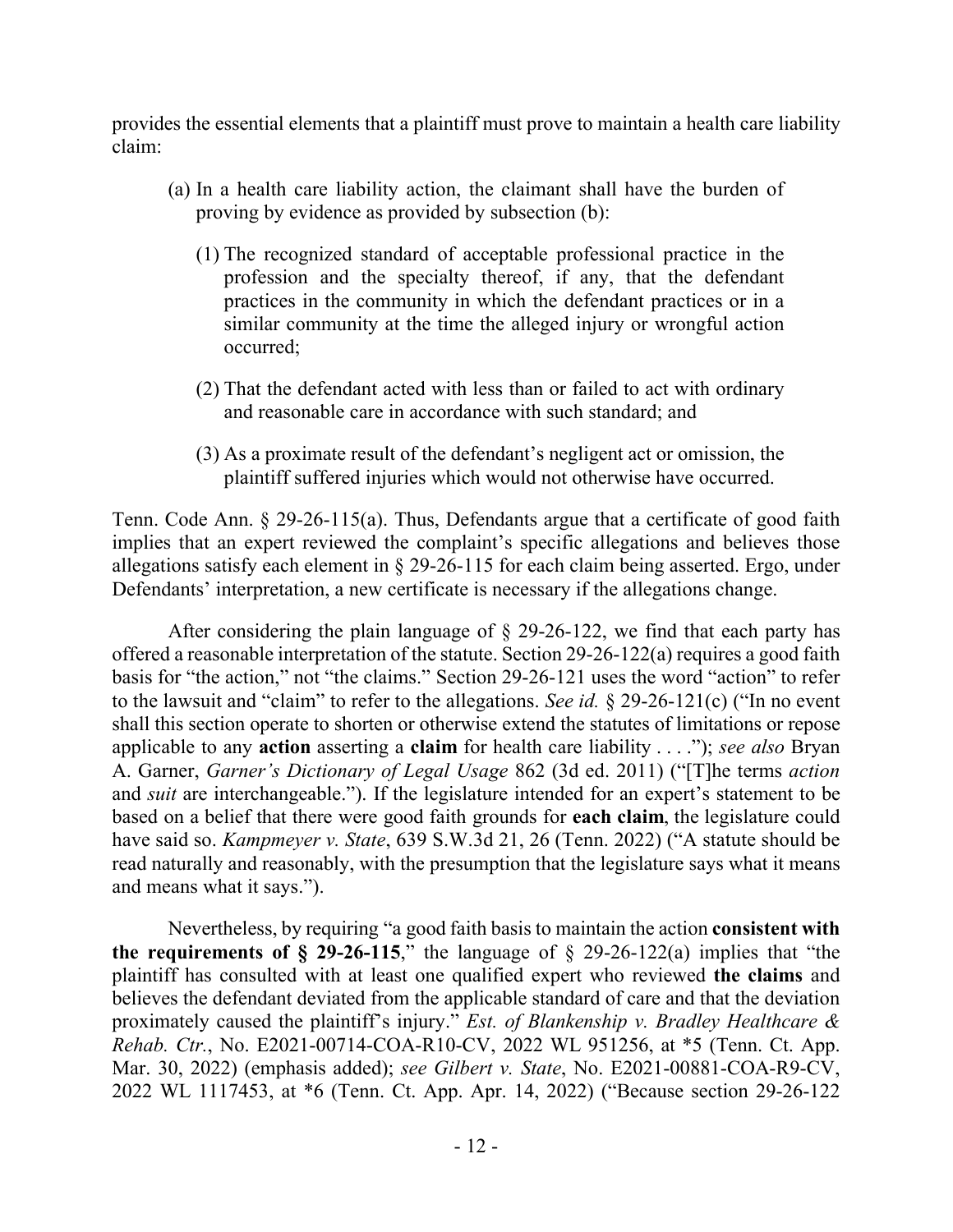provides the essential elements that a plaintiff must prove to maintain a health care liability claim:

> (a) In a health care liability action, the claimant shall have the burden of proving by evidence as provided by subsection (b):
>
> (1) The recognized standard of acceptable professional practice in the profession and the specialty thereof, if any, that the defendant practices in the community in which the defendant practices or in a similar community at the time the alleged injury or wrongful action occurred;
>
> (2) That the defendant acted with less than or failed to act with ordinary and reasonable care in accordance with such standard; and
>
> (3) As a proximate result of the defendant's negligent act or omission, the plaintiff suffered injuries which would not otherwise have occurred.

Tenn. Code Ann. § 29-26-115(a). Thus, Defendants argue that a certificate of good faith implies that an expert reviewed the complaint's specific allegations and believes those allegations satisfy each element in § 29-26-115 for each claim being asserted. Ergo, under Defendants' interpretation, a new certificate is necessary if the allegations change.

After considering the plain language of § 29-26-122, we find that each party has offered a reasonable interpretation of the statute. Section 29-26-122(a) requires a good faith basis for "the action," not "the claims." Section 29-26-121 uses the word "action" to refer to the lawsuit and "claim" to refer to the allegations. *See id.* § 29-26-121(c) ("In no event shall this section operate to shorten or otherwise extend the statutes of limitations or repose applicable to any **action** asserting a **claim** for health care liability . . . ."); *see also* Bryan A. Garner, *Garner's Dictionary of Legal Usage* 862 (3d ed. 2011) ("[T]he terms *action* and *suit* are interchangeable."). If the legislature intended for an expert's statement to be based on a belief that there were good faith grounds for **each claim**, the legislature could have said so. *Kampmeyer v. State*, 639 S.W.3d 21, 26 (Tenn. 2022) ("A statute should be read naturally and reasonably, with the presumption that the legislature says what it means and means what it says.").

Nevertheless, by requiring "a good faith basis to maintain the action **consistent with the requirements of § 29-26-115**," the language of § 29-26-122(a) implies that "the plaintiff has consulted with at least one qualified expert who reviewed **the claims** and believes the defendant deviated from the applicable standard of care and that the deviation proximately caused the plaintiff's injury." *Est. of Blankenship v. Bradley Healthcare & Rehab. Ctr.*, No. E2021-00714-COA-R10-CV, 2022 WL 951256, at *5 (Tenn. Ct. App. Mar. 30, 2022) (emphasis added); *see Gilbert v. State*, No. E2021-00881-COA-R9-CV, 2022 WL 1117453, at *6 (Tenn. Ct. App. Apr. 14, 2022) ("Because section 29-26-122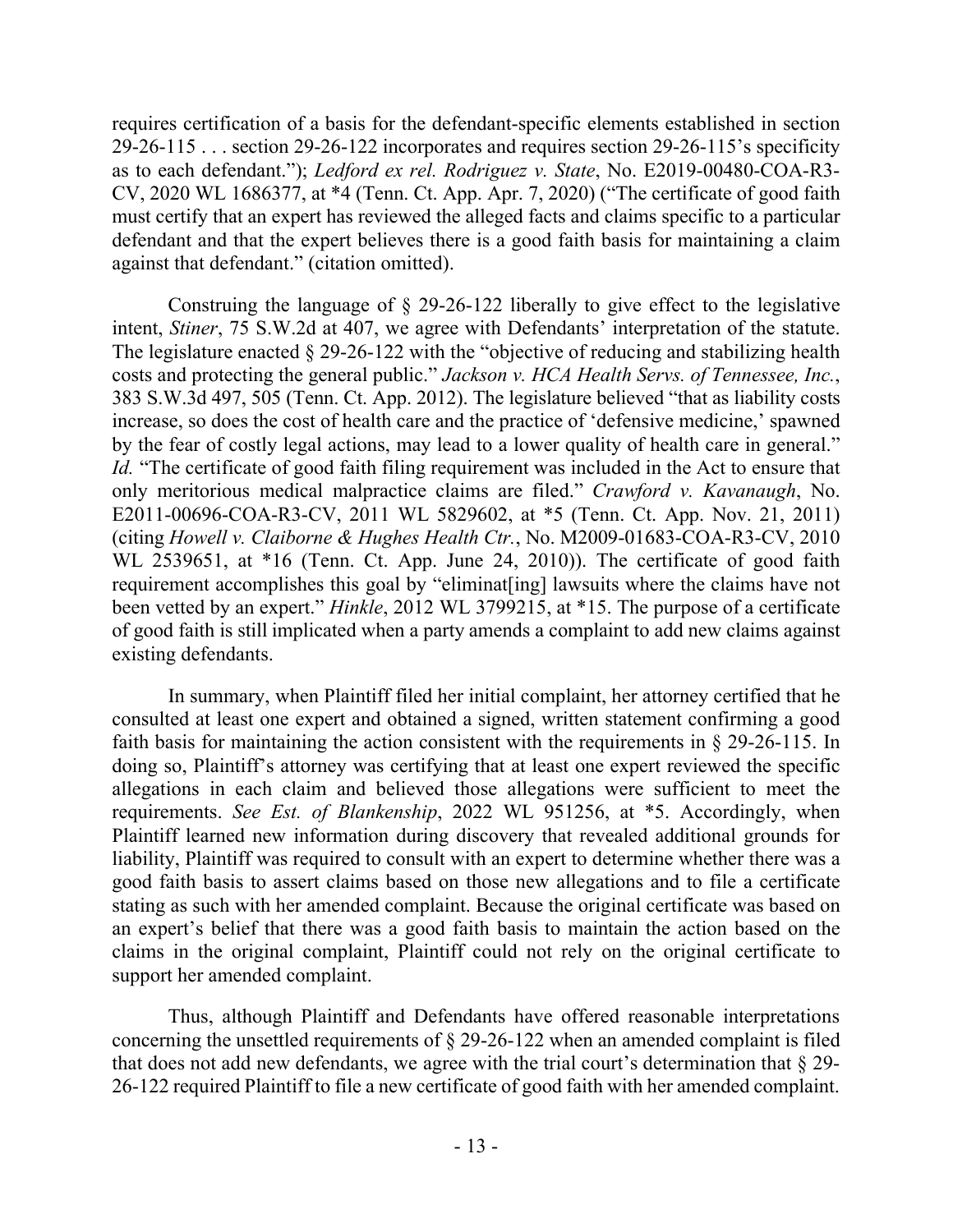requires certification of a basis for the defendant-specific elements established in section 29-26-115 . . . section 29-26-122 incorporates and requires section 29-26-115's specificity as to each defendant."); *Ledford ex rel. Rodriguez v. State*, No. E2019-00480-COA-R3-CV, 2020 WL 1686377, at *4 (Tenn. Ct. App. Apr. 7, 2020) ("The certificate of good faith must certify that an expert has reviewed the alleged facts and claims specific to a particular defendant and that the expert believes there is a good faith basis for maintaining a claim against that defendant." (citation omitted).

Construing the language of § 29-26-122 liberally to give effect to the legislative intent, *Stiner*, 75 S.W.2d at 407, we agree with Defendants' interpretation of the statute. The legislature enacted § 29-26-122 with the "objective of reducing and stabilizing health costs and protecting the general public." *Jackson v. HCA Health Servs. of Tennessee, Inc.*, 383 S.W.3d 497, 505 (Tenn. Ct. App. 2012). The legislature believed "that as liability costs increase, so does the cost of health care and the practice of 'defensive medicine,' spawned by the fear of costly legal actions, may lead to a lower quality of health care in general." *Id.* "The certificate of good faith filing requirement was included in the Act to ensure that only meritorious medical malpractice claims are filed." *Crawford v. Kavanaugh*, No. E2011-00696-COA-R3-CV, 2011 WL 5829602, at *5 (Tenn. Ct. App. Nov. 21, 2011) (citing *Howell v. Claiborne & Hughes Health Ctr.*, No. M2009-01683-COA-R3-CV, 2010 WL 2539651, at *16 (Tenn. Ct. App. June 24, 2010)). The certificate of good faith requirement accomplishes this goal by "eliminat[ing] lawsuits where the claims have not been vetted by an expert." *Hinkle*, 2012 WL 3799215, at *15. The purpose of a certificate of good faith is still implicated when a party amends a complaint to add new claims against existing defendants.

In summary, when Plaintiff filed her initial complaint, her attorney certified that he consulted at least one expert and obtained a signed, written statement confirming a good faith basis for maintaining the action consistent with the requirements in § 29-26-115. In doing so, Plaintiff's attorney was certifying that at least one expert reviewed the specific allegations in each claim and believed those allegations were sufficient to meet the requirements. *See Est. of Blankenship*, 2022 WL 951256, at *5. Accordingly, when Plaintiff learned new information during discovery that revealed additional grounds for liability, Plaintiff was required to consult with an expert to determine whether there was a good faith basis to assert claims based on those new allegations and to file a certificate stating as such with her amended complaint. Because the original certificate was based on an expert's belief that there was a good faith basis to maintain the action based on the claims in the original complaint, Plaintiff could not rely on the original certificate to support her amended complaint.

Thus, although Plaintiff and Defendants have offered reasonable interpretations concerning the unsettled requirements of § 29-26-122 when an amended complaint is filed that does not add new defendants, we agree with the trial court's determination that § 29-26-122 required Plaintiff to file a new certificate of good faith with her amended complaint.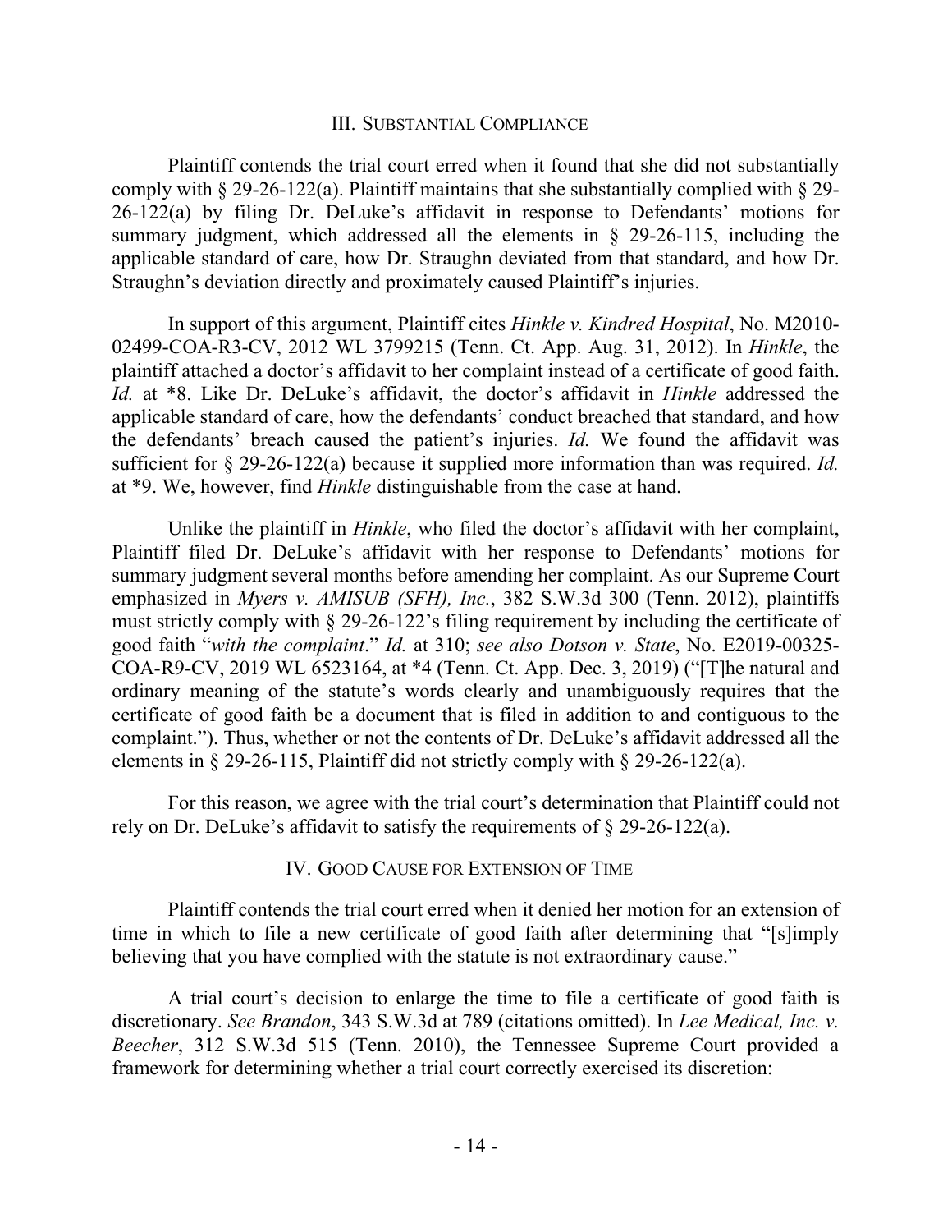### III. SUBSTANTIAL COMPLIANCE

Plaintiff contends the trial court erred when it found that she did not substantially comply with § 29-26-122(a). Plaintiff maintains that she substantially complied with § 29-26-122(a) by filing Dr. DeLuke's affidavit in response to Defendants' motions for summary judgment, which addressed all the elements in § 29-26-115, including the applicable standard of care, how Dr. Straughn deviated from that standard, and how Dr. Straughn's deviation directly and proximately caused Plaintiff's injuries.

In support of this argument, Plaintiff cites *Hinkle v. Kindred Hospital*, No. M2010-02499-COA-R3-CV, 2012 WL 3799215 (Tenn. Ct. App. Aug. 31, 2012). In *Hinkle*, the plaintiff attached a doctor's affidavit to her complaint instead of a certificate of good faith. *Id.* at \*8. Like Dr. DeLuke's affidavit, the doctor's affidavit in *Hinkle* addressed the applicable standard of care, how the defendants' conduct breached that standard, and how the defendants' breach caused the patient's injuries. *Id.* We found the affidavit was sufficient for § 29-26-122(a) because it supplied more information than was required. *Id.* at \*9. We, however, find *Hinkle* distinguishable from the case at hand.

Unlike the plaintiff in *Hinkle*, who filed the doctor's affidavit with her complaint, Plaintiff filed Dr. DeLuke's affidavit with her response to Defendants' motions for summary judgment several months before amending her complaint. As our Supreme Court emphasized in *Myers v. AMISUB (SFH), Inc.*, 382 S.W.3d 300 (Tenn. 2012), plaintiffs must strictly comply with § 29-26-122's filing requirement by including the certificate of good faith "*with the complaint*." *Id.* at 310; *see also Dotson v. State*, No. E2019-00325-COA-R9-CV, 2019 WL 6523164, at \*4 (Tenn. Ct. App. Dec. 3, 2019) ("[T]he natural and ordinary meaning of the statute's words clearly and unambiguously requires that the certificate of good faith be a document that is filed in addition to and contiguous to the complaint."). Thus, whether or not the contents of Dr. DeLuke's affidavit addressed all the elements in § 29-26-115, Plaintiff did not strictly comply with § 29-26-122(a).

For this reason, we agree with the trial court's determination that Plaintiff could not rely on Dr. DeLuke's affidavit to satisfy the requirements of § 29-26-122(a).

### IV. GOOD CAUSE FOR EXTENSION OF TIME

Plaintiff contends the trial court erred when it denied her motion for an extension of time in which to file a new certificate of good faith after determining that "[s]imply believing that you have complied with the statute is not extraordinary cause."

A trial court's decision to enlarge the time to file a certificate of good faith is discretionary. *See Brandon*, 343 S.W.3d at 789 (citations omitted). In *Lee Medical, Inc. v. Beecher*, 312 S.W.3d 515 (Tenn. 2010), the Tennessee Supreme Court provided a framework for determining whether a trial court correctly exercised its discretion: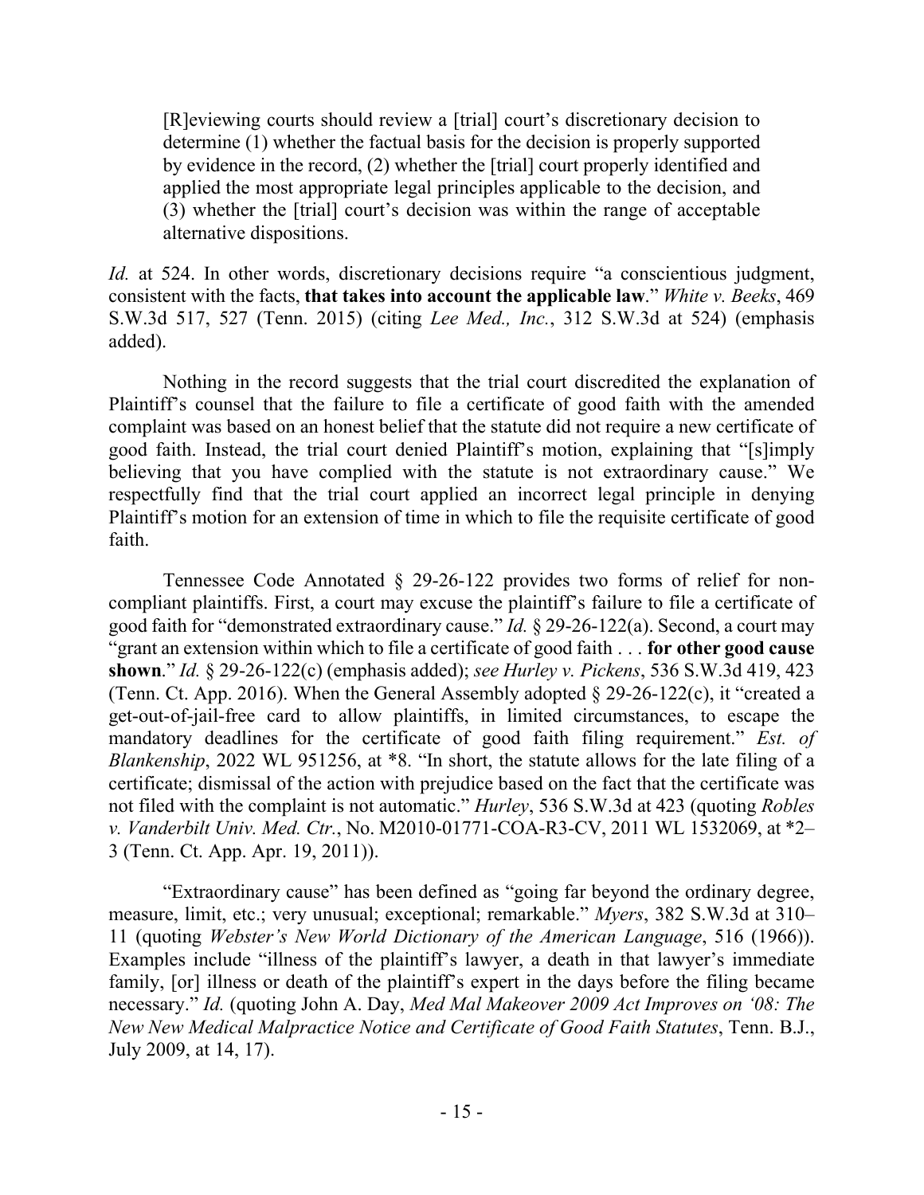> [R]eviewing courts should review a [trial] court's discretionary decision to determine (1) whether the factual basis for the decision is properly supported by evidence in the record, (2) whether the [trial] court properly identified and applied the most appropriate legal principles applicable to the decision, and (3) whether the [trial] court's decision was within the range of acceptable alternative dispositions.

*Id.* at 524. In other words, discretionary decisions require "a conscientious judgment, consistent with the facts, **that takes into account the applicable law**." *White v. Beeks*, 469 S.W.3d 517, 527 (Tenn. 2015) (citing *Lee Med., Inc.*, 312 S.W.3d at 524) (emphasis added).

Nothing in the record suggests that the trial court discredited the explanation of Plaintiff's counsel that the failure to file a certificate of good faith with the amended complaint was based on an honest belief that the statute did not require a new certificate of good faith. Instead, the trial court denied Plaintiff's motion, explaining that "[s]imply believing that you have complied with the statute is not extraordinary cause." We respectfully find that the trial court applied an incorrect legal principle in denying Plaintiff's motion for an extension of time in which to file the requisite certificate of good faith.

Tennessee Code Annotated § 29-26-122 provides two forms of relief for non-compliant plaintiffs. First, a court may excuse the plaintiff's failure to file a certificate of good faith for "demonstrated extraordinary cause." *Id.* § 29-26-122(a). Second, a court may "grant an extension within which to file a certificate of good faith . . . **for other good cause shown**." *Id.* § 29-26-122(c) (emphasis added); *see Hurley v. Pickens*, 536 S.W.3d 419, 423 (Tenn. Ct. App. 2016). When the General Assembly adopted § 29-26-122(c), it "created a get-out-of-jail-free card to allow plaintiffs, in limited circumstances, to escape the mandatory deadlines for the certificate of good faith filing requirement." *Est. of Blankenship*, 2022 WL 951256, at *8. "In short, the statute allows for the late filing of a certificate; dismissal of the action with prejudice based on the fact that the certificate was not filed with the complaint is not automatic." *Hurley*, 536 S.W.3d at 423 (quoting *Robles v. Vanderbilt Univ. Med. Ctr.*, No. M2010-01771-COA-R3-CV, 2011 WL 1532069, at *2–3 (Tenn. Ct. App. Apr. 19, 2011)).

"Extraordinary cause" has been defined as "going far beyond the ordinary degree, measure, limit, etc.; very unusual; exceptional; remarkable." *Myers*, 382 S.W.3d at 310–11 (quoting *Webster's New World Dictionary of the American Language*, 516 (1966)). Examples include "illness of the plaintiff's lawyer, a death in that lawyer's immediate family, [or] illness or death of the plaintiff's expert in the days before the filing became necessary." *Id.* (quoting John A. Day, *Med Mal Makeover 2009 Act Improves on '08: The New New Medical Malpractice Notice and Certificate of Good Faith Statutes*, Tenn. B.J., July 2009, at 14, 17).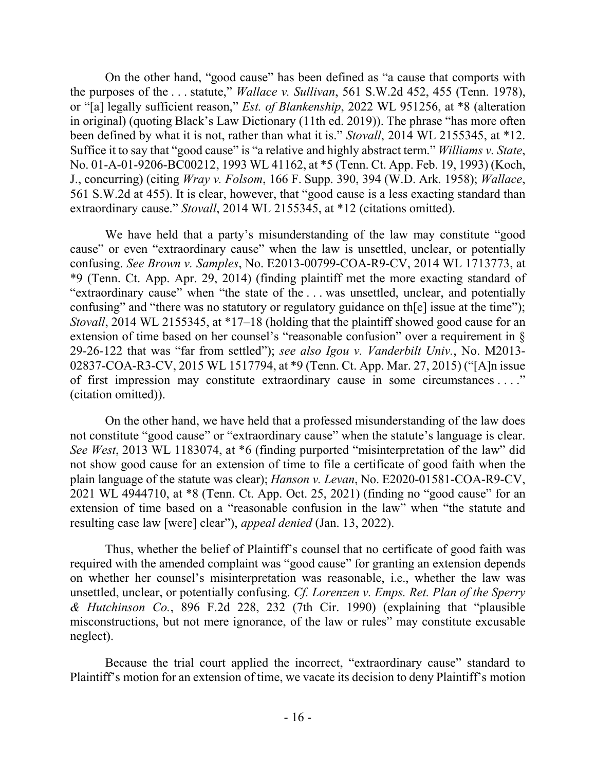On the other hand, "good cause" has been defined as "a cause that comports with the purposes of the . . . statute," *Wallace v. Sullivan*, 561 S.W.2d 452, 455 (Tenn. 1978), or "[a] legally sufficient reason," *Est. of Blankenship*, 2022 WL 951256, at *8 (alteration in original) (quoting Black's Law Dictionary (11th ed. 2019)). The phrase "has more often been defined by what it is not, rather than what it is." *Stovall*, 2014 WL 2155345, at *12. Suffice it to say that "good cause" is "a relative and highly abstract term." *Williams v. State*, No. 01-A-01-9206-BC00212, 1993 WL 41162, at *5 (Tenn. Ct. App. Feb. 19, 1993) (Koch, J., concurring) (citing *Wray v. Folsom*, 166 F. Supp. 390, 394 (W.D. Ark. 1958); *Wallace*, 561 S.W.2d at 455). It is clear, however, that "good cause is a less exacting standard than extraordinary cause." *Stovall*, 2014 WL 2155345, at *12 (citations omitted).

We have held that a party's misunderstanding of the law may constitute "good cause" or even "extraordinary cause" when the law is unsettled, unclear, or potentially confusing. *See Brown v. Samples*, No. E2013-00799-COA-R9-CV, 2014 WL 1713773, at *9 (Tenn. Ct. App. Apr. 29, 2014) (finding plaintiff met the more exacting standard of "extraordinary cause" when "the state of the . . . was unsettled, unclear, and potentially confusing" and "there was no statutory or regulatory guidance on th[e] issue at the time"); *Stovall*, 2014 WL 2155345, at *17–18 (holding that the plaintiff showed good cause for an extension of time based on her counsel's "reasonable confusion" over a requirement in § 29-26-122 that was "far from settled"); *see also Igou v. Vanderbilt Univ.*, No. M2013-02837-COA-R3-CV, 2015 WL 1517794, at *9 (Tenn. Ct. App. Mar. 27, 2015) ("[A]n issue of first impression may constitute extraordinary cause in some circumstances . . . ." (citation omitted)).

On the other hand, we have held that a professed misunderstanding of the law does not constitute "good cause" or "extraordinary cause" when the statute's language is clear. *See West*, 2013 WL 1183074, at *6 (finding purported "misinterpretation of the law" did not show good cause for an extension of time to file a certificate of good faith when the plain language of the statute was clear); *Hanson v. Levan*, No. E2020-01581-COA-R9-CV, 2021 WL 4944710, at *8 (Tenn. Ct. App. Oct. 25, 2021) (finding no "good cause" for an extension of time based on a "reasonable confusion in the law" when "the statute and resulting case law [were] clear"), *appeal denied* (Jan. 13, 2022).

Thus, whether the belief of Plaintiff's counsel that no certificate of good faith was required with the amended complaint was "good cause" for granting an extension depends on whether her counsel's misinterpretation was reasonable, i.e., whether the law was unsettled, unclear, or potentially confusing. *Cf. Lorenzen v. Emps. Ret. Plan of the Sperry & Hutchinson Co.*, 896 F.2d 228, 232 (7th Cir. 1990) (explaining that "plausible misconstructions, but not mere ignorance, of the law or rules" may constitute excusable neglect).

Because the trial court applied the incorrect, "extraordinary cause" standard to Plaintiff's motion for an extension of time, we vacate its decision to deny Plaintiff's motion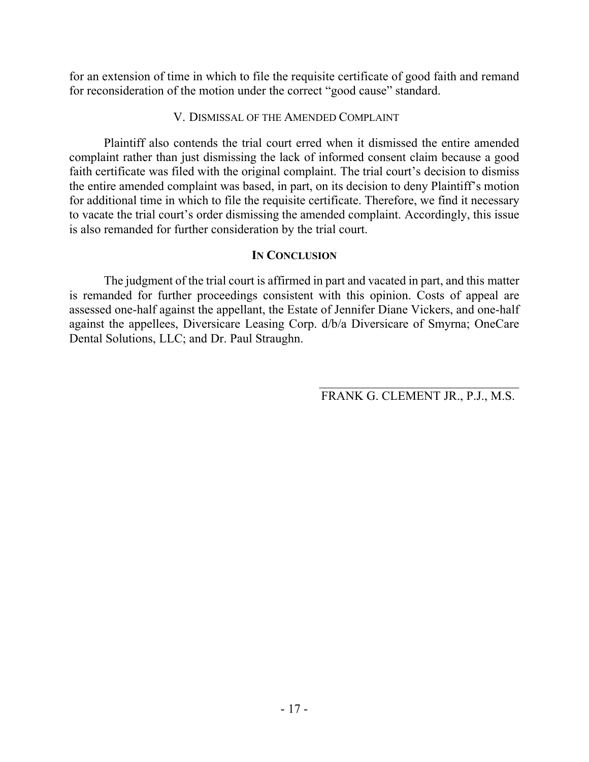for an extension of time in which to file the requisite certificate of good faith and remand for reconsideration of the motion under the correct "good cause" standard.

## V. Dismissal of the Amended Complaint

Plaintiff also contends the trial court erred when it dismissed the entire amended complaint rather than just dismissing the lack of informed consent claim because a good faith certificate was filed with the original complaint. The trial court's decision to dismiss the entire amended complaint was based, in part, on its decision to deny Plaintiff's motion for additional time in which to file the requisite certificate. Therefore, we find it necessary to vacate the trial court's order dismissing the amended complaint. Accordingly, this issue is also remanded for further consideration by the trial court.

## **In Conclusion**

The judgment of the trial court is affirmed in part and vacated in part, and this matter is remanded for further proceedings consistent with this opinion. Costs of appeal are assessed one-half against the appellant, the Estate of Jennifer Diane Vickers, and one-half against the appellees, Diversicare Leasing Corp. d/b/a Diversicare of Smyrna; OneCare Dental Solutions, LLC; and Dr. Paul Straughn.

\_\_\_\_\_\_\_\_\_\_\_\_\_\_\_\_\_\_\_\_\_\_\_\_\_\_\_\_\_\_\_\_\_\_

FRANK G. CLEMENT JR., P.J., M.S.